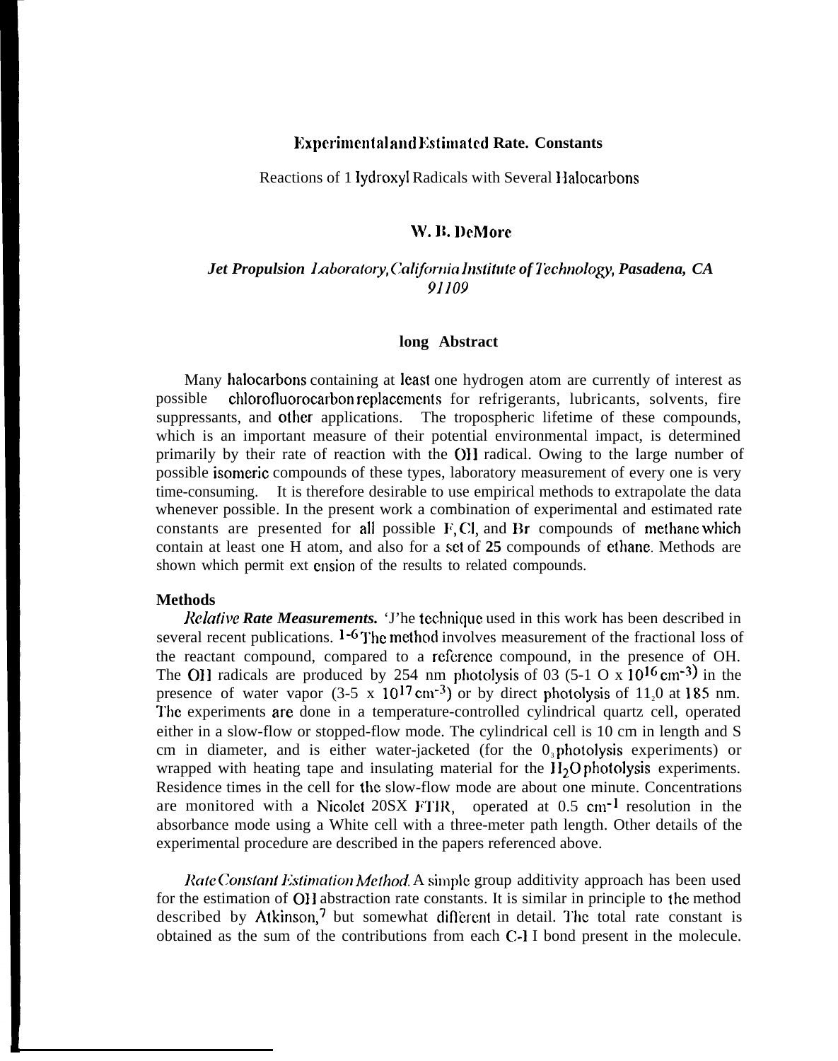# Experimental and Estimated Rate Constants

Reactions of Hydroxyl Radicals with Several Halocarbons

**W. B. DeMore**

***Jet Propulsion Laboratory, California Institute of Technology, Pasadena, CA 91109***

## long Abstract

Many halocarbons containing at least one hydrogen atom are currently of interest as possible chlorofluorocarbon replacements for refrigerants, lubricants, solvents, fire suppressants, and other applications. The tropospheric lifetime of these compounds, which is an important measure of their potential environmental impact, is determined primarily by their rate of reaction with the OH radical. Owing to the large number of possible isomeric compounds of these types, laboratory measurement of every one is very time-consuming. It is therefore desirable to use empirical methods to extrapolate the data whenever possible. In the present work a combination of experimental and estimated rate constants are presented for all possible F, Cl, and Br compounds of methane which contain at least one H atom, and also for a set of **25** compounds of ethane. Methods are shown which permit extension of the results to related compounds.

### Methods

***Relative Rate Measurements.*** The technique used in this work has been described in several recent publications.[1-6] The method involves measurement of the fractional loss of the reactant compound, compared to a reference compound, in the presence of OH. The OH radicals are produced by 254 nm photolysis of $O_3$ (5-10 x $10^{16}$ $cm^{-3}$) in the presence of water vapor (3-5 x $10^{17}$ $cm^{-3}$) or by direct photolysis of $H_2O$ at 185 nm. The experiments are done in a temperature-controlled cylindrical quartz cell, operated either in a slow-flow or stopped-flow mode. The cylindrical cell is 10 cm in length and 5 cm in diameter, and is either water-jacketed (for the $O_3$ photolysis experiments) or wrapped with heating tape and insulating material for the $H_2O$ photolysis experiments. Residence times in the cell for the slow-flow mode are about one minute. Concentrations are monitored with a Nicolet 20SX FTIR, operated at 0.5 $cm^{-1}$ resolution in the absorbance mode using a White cell with a three-meter path length. Other details of the experimental procedure are described in the papers referenced above.

*Rate Constant Estimation Method.* A simple group additivity approach has been used for the estimation of OH abstraction rate constants. It is similar in principle to the method described by Atkinson,[7] but somewhat different in detail. The total rate constant is obtained as the sum of the contributions from each C-H bond present in the molecule.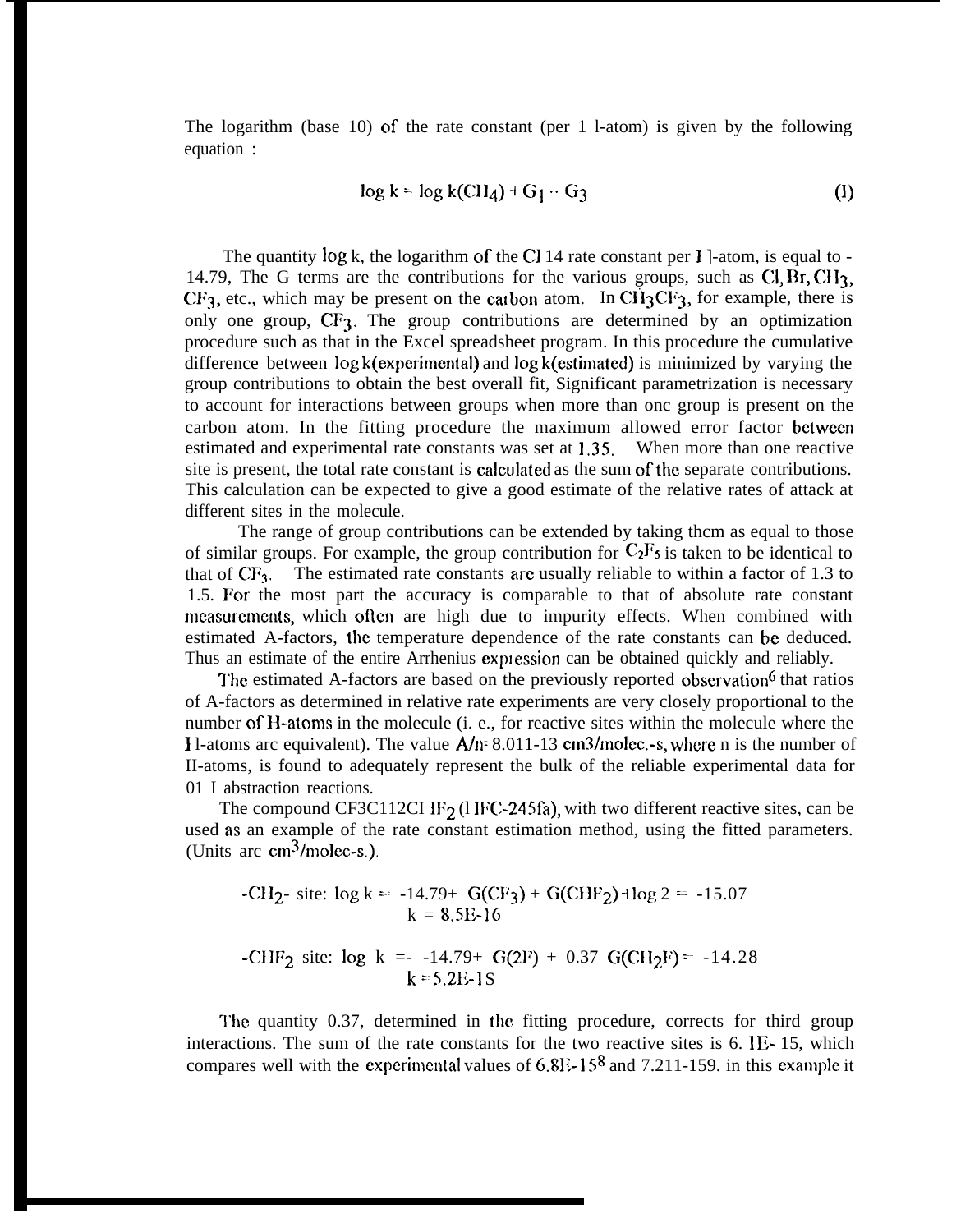The logarithm (base 10) of the rate constant (per 1 H-atom) is given by the following equation :

$$\log k = \log k(CH_4) + G_1 \cdot\cdot G_3 \qquad (I)$$

The quantity log k, the logarithm of the $CH_4$ rate constant per H-atom, is equal to -14.79, The G terms are the contributions for the various groups, such as Cl, Br, $CH_3$, $CF_3$, etc., which may be present on the carbon atom. In $CH_3CF_3$, for example, there is only one group, $CF_3$. The group contributions are determined by an optimization procedure such as that in the Excel spreadsheet program. In this procedure the cumulative difference between log k(experimental) and log k(estimated) is minimized by varying the group contributions to obtain the best overall fit, Significant parametrization is necessary to account for interactions between groups when more than one group is present on the carbon atom. In the fitting procedure the maximum allowed error factor between estimated and experimental rate constants was set at 1.35. When more than one reactive site is present, the total rate constant is calculated as the sum of the separate contributions. This calculation can be expected to give a good estimate of the relative rates of attack at different sites in the molecule.

The range of group contributions can be extended by taking them as equal to those of similar groups. For example, the group contribution for $C_2F_5$ is taken to be identical to that of $CF_3$. The estimated rate constants are usually reliable to within a factor of 1.3 to 1.5. For the most part the accuracy is comparable to that of absolute rate constant measurements, which often are high due to impurity effects. When combined with estimated A-factors, the temperature dependence of the rate constants can be deduced. Thus an estimate of the entire Arrhenius expression can be obtained quickly and reliably.

The estimated A-factors are based on the previously reported observation[6] that ratios of A-factors as determined in relative rate experiments are very closely proportional to the number of H-atoms in the molecule (i. e., for reactive sites within the molecule where the H-atoms are equivalent). The value A/n= 8.01E-13 cm3/molec.-s, where n is the number of H-atoms, is found to adequately represent the bulk of the reliable experimental data for OH abstraction reactions.

The compound $CF_3CH_2CHF_2$ (HFC-245fa), with two different reactive sites, can be used as an example of the rate constant estimation method, using the fitted parameters. (Units are $cm^3$/molec-s.).

$-CH_2-$ site: $\log k = -14.79 + G(CF_3) + G(CHF_2) + \log 2 = -15.07$
$k = 8.5E\text{-}16$

$-CHF_2$ site: $\log k = -14.79 + G(2F) + 0.37\ G(CH_2F) = -14.28$
$k = 5.2E\text{-}15$

The quantity 0.37, determined in the fitting procedure, corrects for third group interactions. The sum of the rate constants for the two reactive sites is 6.1E-15, which compares well with the experimental values of 6.8E-15[8] and 7.2E-15[9]. in this example it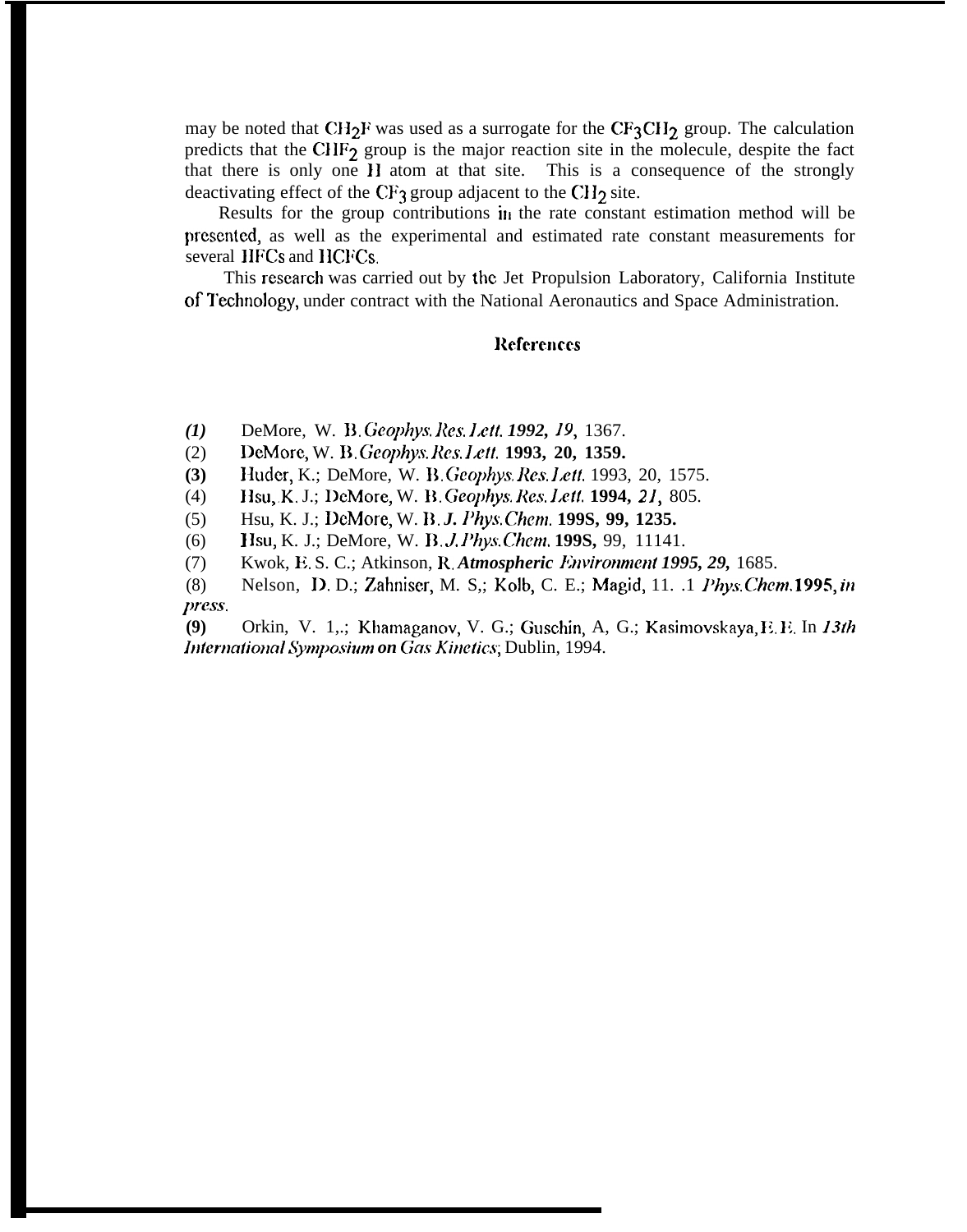may be noted that $CH_2F$ was used as a surrogate for the $CF_3CH_2$ group. The calculation predicts that the $CHF_2$ group is the major reaction site in the molecule, despite the fact that there is only one H atom at that site. This is a consequence of the strongly deactivating effect of the $CF_3$ group adjacent to the $CH_2$ site.

Results for the group contributions in the rate constant estimation method will be presented, as well as the experimental and estimated rate constant measurements for several HFCs and HCFCs.

This research was carried out by the Jet Propulsion Laboratory, California Institute of Technology, under contract with the National Aeronautics and Space Administration.

## References

(1) DeMore, W. B. *Geophys. Res. Lett.* **1992**, *19*, 1367.

(2) DeMore, W. B. *Geophys. Res. Lett.* **1993**, **20**, **1359.**

(3) Huder, K.; DeMore, W. B. *Geophys. Res. Lett.* 1993, 20, 1575.

(4) Hsu, K. J.; DeMore, W. B. *Geophys. Res. Lett.* **1994**, *21*, 805.

(5) Hsu, K. J.; DeMore, W. B. *J. Phys. Chem.* **1995**, **99**, **1235.**

(6) Hsu, K. J.; DeMore, W. B. *J. Phys. Chem.* **1995**, 99, 11141.

(7) Kwok, E. S. C.; Atkinson, R. *Atmospheric Environment* **1995**, *29*, 1685.

(8) Nelson, D. D.; Zahniser, M. S,; Kolb, C. E.; Magid, H. *J. Phys. Chem.* **1995**, *in press*.

(9) Orkin, V. L.; Khamaganov, V. G.; Guschin, A, G.; Kasimovskaya, E. E. In *13th International Symposium on Gas Kinetics*; Dublin, 1994.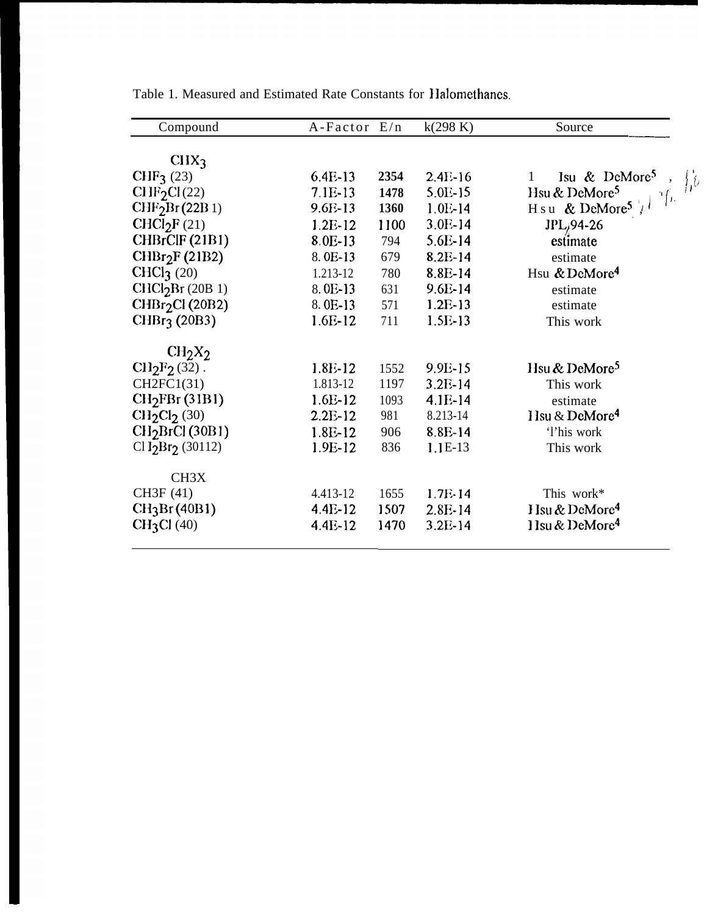Table 1. Measured and Estimated Rate Constants for Halomethanes.

| Compound | A-Factor | E/n | k(298 K) | Source |
|---|---|---|---|---|
| $CHX_3$ | | | | |
| $CHF_3$ (23) | 6.4E-13 | 2354 | 2.4E-16 | Hsu & DeMore[5] |
| $CHF_2Cl$ (22) | 7.1E-13 | 1478 | 5.0E-15 | Hsu & DeMore[5] |
| $CHF_2Br$ (22B1) | 9.6E-13 | 1360 | 1.0E-14 | Hsu & DeMore[5] |
| $CHCl_2F$ (21) | 1.2E-12 | 1100 | 3.0E-14 | JPL 94-26 |
| $CHBrClF$ (21B1) | 8.0E-13 | 794 | 5.6E-14 | estimate |
| $CHBr_2F$ (21B2) | 8.0E-13 | 679 | 8.2E-14 | estimate |
| $CHCl_3$ (20) | 1.2E-12 | 780 | 8.8E-14 | Hsu & DeMore[4] |
| $CHCl_2Br$ (20B1) | 8.0E-13 | 631 | 9.6E-14 | estimate |
| $CHBr_2Cl$ (20B2) | 8.0E-13 | 571 | 1.2E-13 | estimate |
| $CHBr_3$ (20B3) | 1.6E-12 | 711 | 1.5E-13 | This work |
| $CH_2X_2$ | | | | |
| $CH_2F_2$ (32) | 1.8E-12 | 1552 | 9.9E-15 | Hsu & DeMore[5] |
| $CH_2FCl$ (31) | 1.8E-12 | 1197 | 3.2E-14 | This work |
| $CH_2FBr$ (31B1) | 1.6E-12 | 1093 | 4.1E-14 | estimate |
| $CH_2Cl_2$ (30) | 2.2E-12 | 981 | 8.2E-14 | Hsu & DeMore[4] |
| $CH_2BrCl$ (30B1) | 1.8E-12 | 906 | 8.8E-14 | This work |
| $CH_2Br_2$ (30B2) | 1.9E-12 | 836 | 1.1E-13 | This work |
| $CH_3X$ | | | | |
| $CH_3F$ (41) | 4.4E-12 | 1655 | 1.7E-14 | This work* |
| $CH_3Br$ (40B1) | 4.4E-12 | 1507 | 2.8E-14 | Hsu & DeMore[4] |
| $CH_3Cl$ (40) | 4.4E-12 | 1470 | 3.2E-14 | Hsu & DeMore[4] |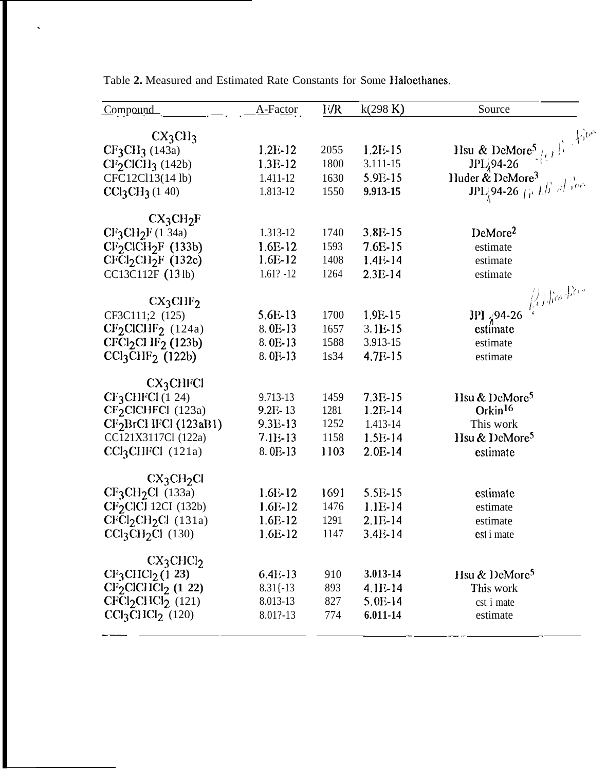Table **2.** Measured and Estimated Rate Constants for Some Haloethanes.

| Compound | A-Factor | E/R | k(298 K) | Source |
|---|---|---|---|---|
| $CX_3CH_3$ | | | | |
| $CF_3CH_3$ (143a) | 1.2E-12 | 2055 | 1.2E-15 | Hsu & DeMore[5] |
| $CF_2ClCH_3$ (142b) | 1.3E-12 | 1800 | 3.1E-15 | JPL 94-26 |
| $CFCl_2CH_3$ (141b) | 1.4E-12 | 1630 | 5.9E-15 | Huder & DeMore[3] |
| $CCl_3CH_3$ (140) | 1.8E-12 | 1550 | 9.9E-15 | JPL 94-26 |
| $CX_3CH_2F$ | | | | |
| $CF_3CH_2F$ (134a) | 1.3E-12 | 1740 | 3.8E-15 | DeMore[2] |
| $CF_2ClCH_2F$ (133b) | 1.6E-12 | 1593 | 7.6E-15 | estimate |
| $CFCl_2CH_2F$ (132c) | 1.6E-12 | 1408 | 1.4E-14 | estimate |
| $CCl_3CH_2F$ (131b) | 1.6E-12 | 1264 | 2.3E-14 | estimate |
| $CX_3CHF_2$ | | | | |
| $CF_3CHF_2$ (125) | 5.6E-13 | 1700 | 1.9E-15 | JPL 94-26 |
| $CF_2ClCHF_2$ (124a) | 8.0E-13 | 1657 | 3.1E-15 | estimate |
| $CFCl_2CHF_2$ (123b) | 8.0E-13 | 1588 | 3.9E-15 | estimate |
| $CCl_3CHF_2$ (122b) | 8.0E-13 | 1534 | 4.7E-15 | estimate |
| $CX_3CHFCl$ | | | | |
| $CF_3CHFCl$ (124) | 9.7E-13 | 1459 | 7.3E-15 | Hsu & DeMore[5] |
| $CF_2ClCHFCl$ (123a) | 9.2E-13 | 1281 | 1.2E-14 | Orkin[16] |
| $CF_2BrCHFCl$ (123aB1) | 9.3E-13 | 1252 | 1.4E-14 | This work |
| $CFCl_2CHFCl$ (122a) | 7.1E-13 | 1158 | 1.5E-14 | Hsu & DeMore[5] |
| $CCl_3CHFCl$ (121a) | 8.0E-13 | 1103 | 2.0E-14 | estimate |
| $CX_3CH_2Cl$ | | | | |
| $CF_3CH_2Cl$ (133a) | 1.6E-12 | 1691 | 5.5E-15 | estimate |
| $CF_2ClCH_2Cl$ (132b) | 1.6E-12 | 1476 | 1.1E-14 | estimate |
| $CFCl_2CH_2Cl$ (131a) | 1.6E-12 | 1291 | 2.1E-14 | estimate |
| $CCl_3CH_2Cl$ (130) | 1.6E-12 | 1147 | 3.4E-14 | estimate |
| $CX_3CHCl_2$ | | | | |
| $CF_3CHCl_2$ (123) | 6.4E-13 | 910 | 3.0E-14 | Hsu & DeMore[5] |
| $CF_2ClCHCl_2$ (122) | 8.3E-13 | 893 | 4.1E-14 | This work |
| $CFCl_2CHCl_2$ (121) | 8.0E-13 | 827 | 5.0E-14 | estimate |
| $CCl_3CHCl_2$ (120) | 8.0E-13 | 774 | 6.0E-14 | estimate |